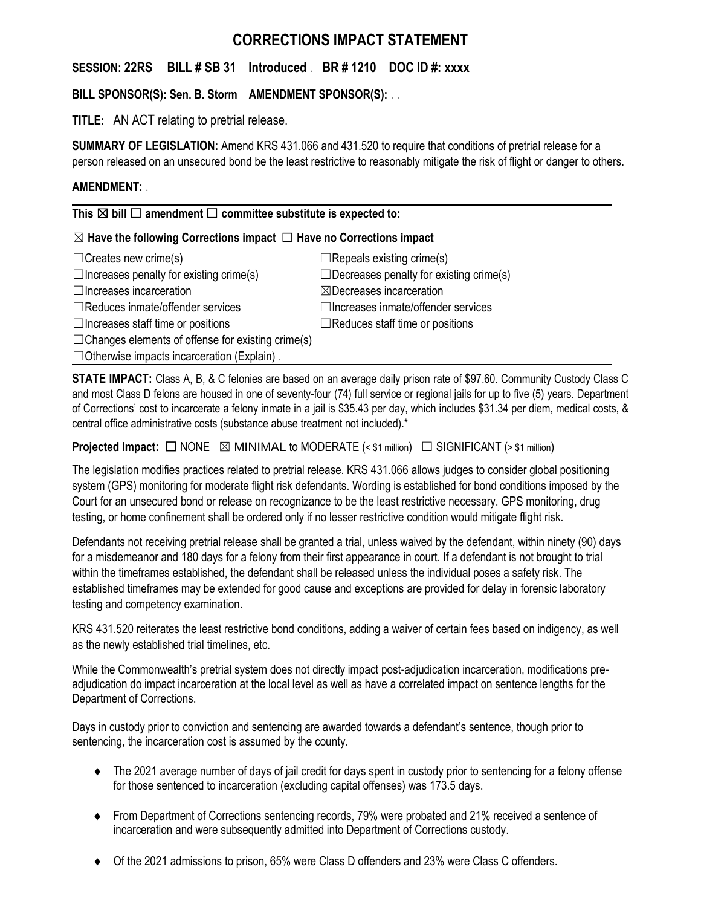# CORRECTIONS IMPACT STATEMENT

**SESSION: 22RS BILL # SB 31 Introduced . BR # 1210 DOC ID #: xxxx**

**BILL SPONSOR(S): Sen. B. Storm AMENDMENT SPONSOR(S):** . .

**TITLE:** AN ACT relating to pretrial release.

**SUMMARY OF LEGISLATION:** Amend KRS 431.066 and 431.520 to require that conditions of pretrial release for a person released on an unsecured bond be the least restrictive to reasonably mitigate the risk of flight or danger to others.

**AMENDMENT:** .

**This ☒ bill ☐ amendment ☐ committee substitute is expected to:**

**☒ Have the following Corrections impact ☐ Have no Corrections impact**

☐Creates new crime(s)
☐Repeals existing crime(s)
☐Increases penalty for existing crime(s)
☐Decreases penalty for existing crime(s)
☐Increases incarceration
☒Decreases incarceration
☐Reduces inmate/offender services
☐Increases inmate/offender services
☐Increases staff time or positions
☐Reduces staff time or positions
☐Changes elements of offense for existing crime(s)
☐Otherwise impacts incarceration (Explain) .

**STATE IMPACT:** Class A, B, & C felonies are based on an average daily prison rate of $97.60. Community Custody Class C and most Class D felons are housed in one of seventy-four (74) full service or regional jails for up to five (5) years. Department of Corrections' cost to incarcerate a felony inmate in a jail is $35.43 per day, which includes $31.34 per diem, medical costs, & central office administrative costs (substance abuse treatment not included).*

**Projected Impact:** ☐ NONE ☒ MINIMAL to MODERATE (< $1 million) ☐ SIGNIFICANT (> $1 million)

The legislation modifies practices related to pretrial release. KRS 431.066 allows judges to consider global positioning system (GPS) monitoring for moderate flight risk defendants. Wording is established for bond conditions imposed by the Court for an unsecured bond or release on recognizance to be the least restrictive necessary. GPS monitoring, drug testing, or home confinement shall be ordered only if no lesser restrictive condition would mitigate flight risk.

Defendants not receiving pretrial release shall be granted a trial, unless waived by the defendant, within ninety (90) days for a misdemeanor and 180 days for a felony from their first appearance in court. If a defendant is not brought to trial within the timeframes established, the defendant shall be released unless the individual poses a safety risk. The established timeframes may be extended for good cause and exceptions are provided for delay in forensic laboratory testing and competency examination.

KRS 431.520 reiterates the least restrictive bond conditions, adding a waiver of certain fees based on indigency, as well as the newly established trial timelines, etc.

While the Commonwealth's pretrial system does not directly impact post-adjudication incarceration, modifications pre-adjudication do impact incarceration at the local level as well as have a correlated impact on sentence lengths for the Department of Corrections.

Days in custody prior to conviction and sentencing are awarded towards a defendant's sentence, though prior to sentencing, the incarceration cost is assumed by the county.

- The 2021 average number of days of jail credit for days spent in custody prior to sentencing for a felony offense for those sentenced to incarceration (excluding capital offenses) was 173.5 days.
- From Department of Corrections sentencing records, 79% were probated and 21% received a sentence of incarceration and were subsequently admitted into Department of Corrections custody.
- Of the 2021 admissions to prison, 65% were Class D offenders and 23% were Class C offenders.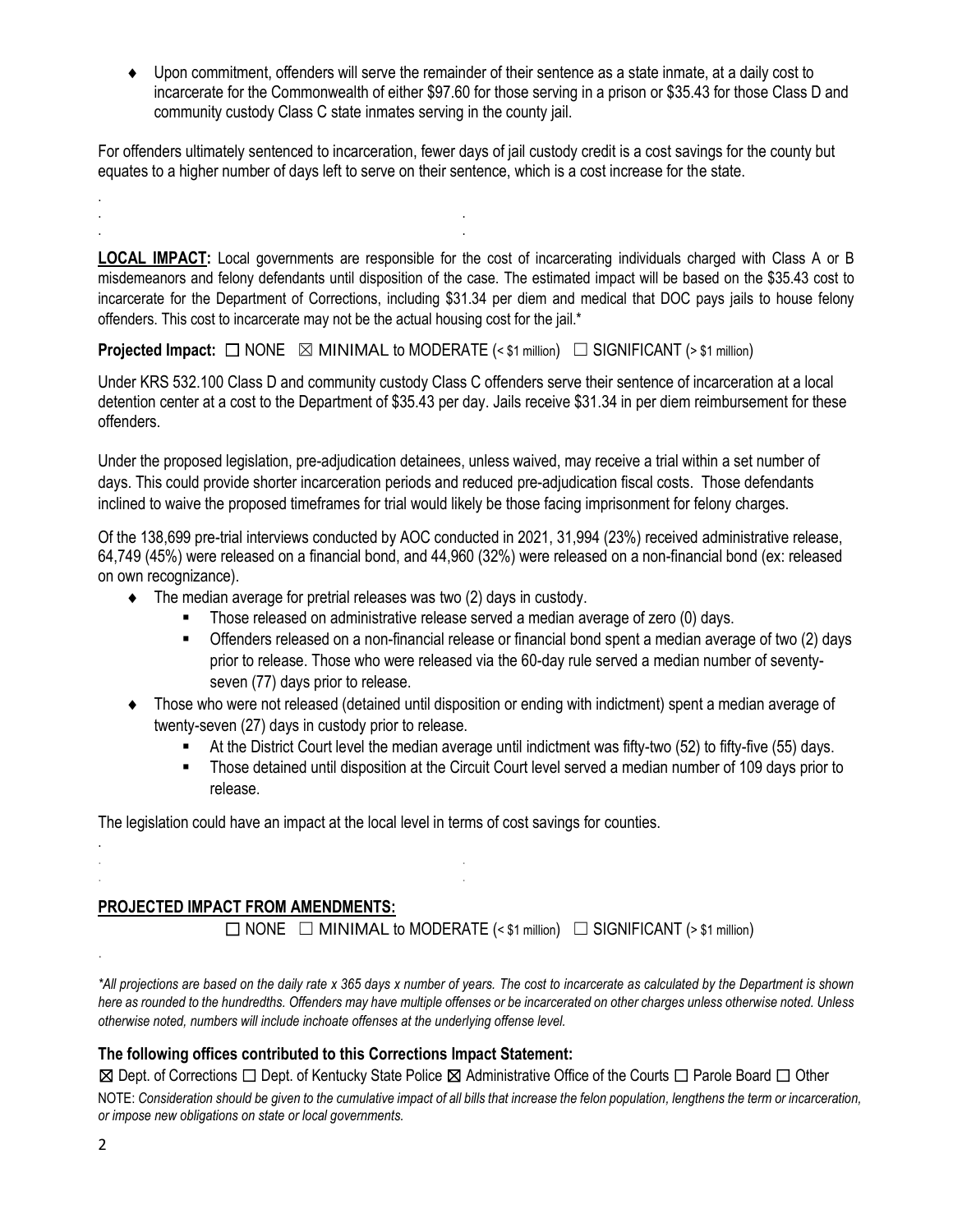- Upon commitment, offenders will serve the remainder of their sentence as a state inmate, at a daily cost to incarcerate for the Commonwealth of either $97.60 for those serving in a prison or $35.43 for those Class D and community custody Class C state inmates serving in the county jail.

For offenders ultimately sentenced to incarceration, fewer days of jail custody credit is a cost savings for the county but equates to a higher number of days left to serve on their sentence, which is a cost increase for the state.

**LOCAL IMPACT:** Local governments are responsible for the cost of incarcerating individuals charged with Class A or B misdemeanors and felony defendants until disposition of the case. The estimated impact will be based on the $35.43 cost to incarcerate for the Department of Corrections, including $31.34 per diem and medical that DOC pays jails to house felony offenders. This cost to incarcerate may not be the actual housing cost for the jail.*

**Projected Impact:** ☐ NONE ☒ MINIMAL to MODERATE (< $1 million) ☐ SIGNIFICANT (> $1 million)

Under KRS 532.100 Class D and community custody Class C offenders serve their sentence of incarceration at a local detention center at a cost to the Department of $35.43 per day. Jails receive $31.34 in per diem reimbursement for these offenders.

Under the proposed legislation, pre-adjudication detainees, unless waived, may receive a trial within a set number of days. This could provide shorter incarceration periods and reduced pre-adjudication fiscal costs. Those defendants inclined to waive the proposed timeframes for trial would likely be those facing imprisonment for felony charges.

Of the 138,699 pre-trial interviews conducted by AOC conducted in 2021, 31,994 (23%) received administrative release, 64,749 (45%) were released on a financial bond, and 44,960 (32%) were released on a non-financial bond (ex: released on own recognizance).

- The median average for pretrial releases was two (2) days in custody.
  - Those released on administrative release served a median average of zero (0) days.
  - Offenders released on a non-financial release or financial bond spent a median average of two (2) days prior to release. Those who were released via the 60-day rule served a median number of seventy-seven (77) days prior to release.
- Those who were not released (detained until disposition or ending with indictment) spent a median average of twenty-seven (27) days in custody prior to release.
  - At the District Court level the median average until indictment was fifty-two (52) to fifty-five (55) days.
  - Those detained until disposition at the Circuit Court level served a median number of 109 days prior to release.

The legislation could have an impact at the local level in terms of cost savings for counties.

## PROJECTED IMPACT FROM AMENDMENTS:

☐ NONE ☐ MINIMAL to MODERATE (< $1 million) ☐ SIGNIFICANT (> $1 million)

*\*All projections are based on the daily rate x 365 days x number of years. The cost to incarcerate as calculated by the Department is shown here as rounded to the hundredths. Offenders may have multiple offenses or be incarcerated on other charges unless otherwise noted. Unless otherwise noted, numbers will include inchoate offenses at the underlying offense level.*

**The following offices contributed to this Corrections Impact Statement:**

☒ Dept. of Corrections ☐ Dept. of Kentucky State Police ☒ Administrative Office of the Courts ☐ Parole Board ☐ Other

NOTE: *Consideration should be given to the cumulative impact of all bills that increase the felon population, lengthens the term or incarceration, or impose new obligations on state or local governments.*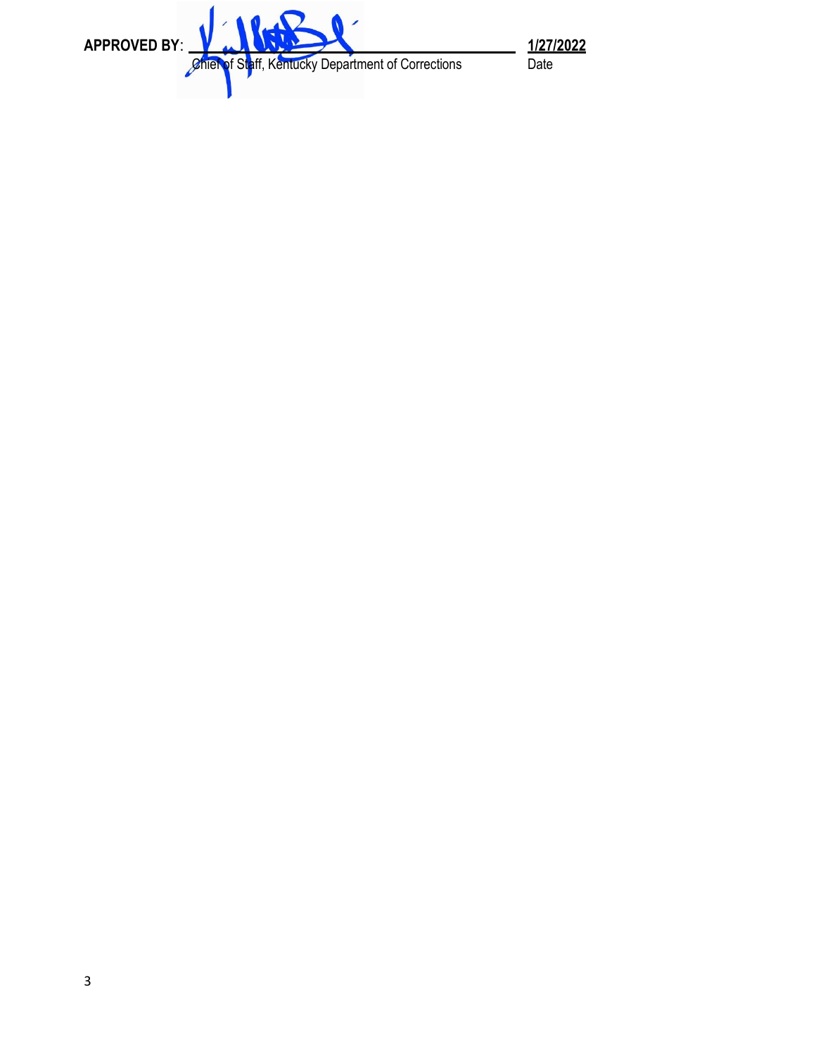**APPROVED BY**: ______________________________ **1/27/2022**

Chief of Staff, Kentucky Department of Corrections        Date